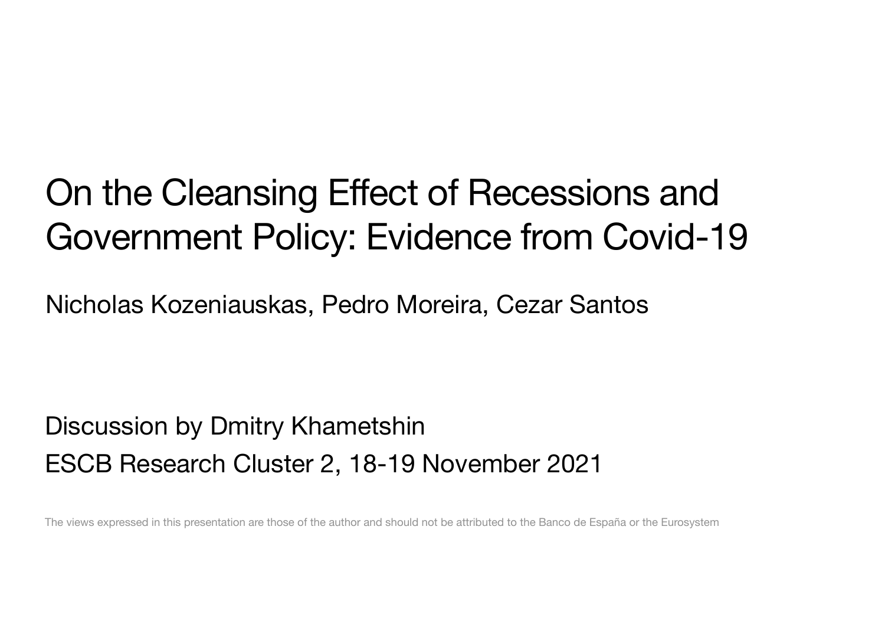# On the Cleansing Effect of Recessions and Government Policy: Evidence from Covid-19

Nicholas Kozeniauskas, Pedro Moreira, Cezar Santos

Discussion by Dmitry Khametshin

ESCB Research Cluster 2, 18-19 November 2021

The views expressed in this presentation are those of the author and should not be attributed to the Banco de España or the Eurosystem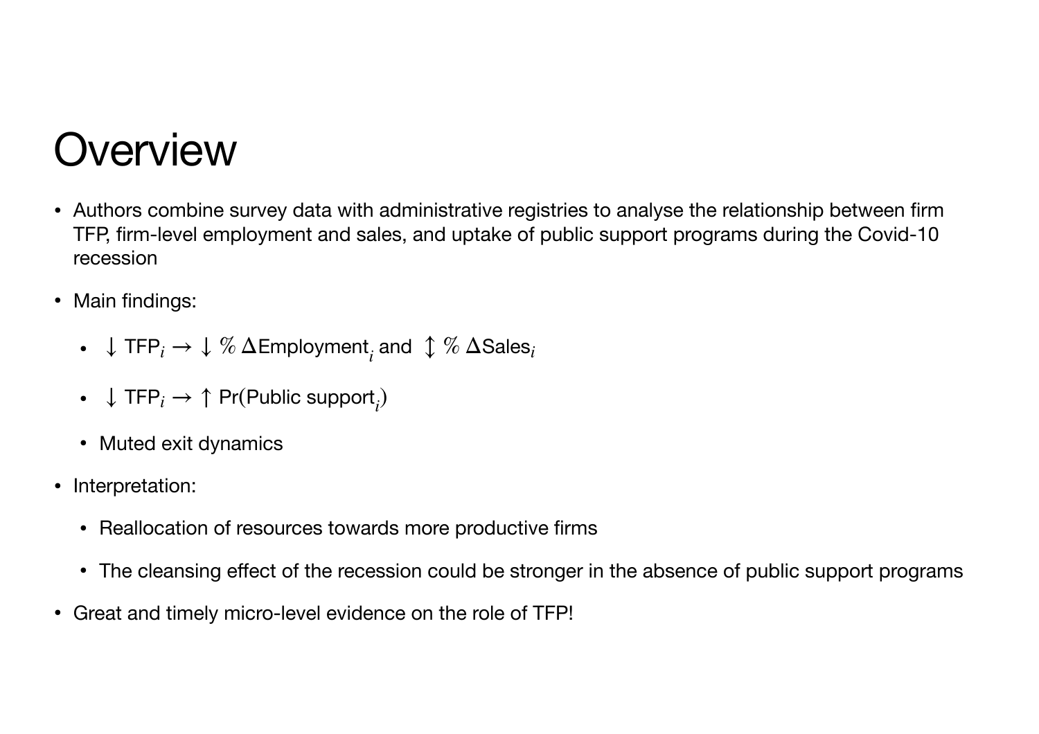# Overview

- Authors combine survey data with administrative registries to analyse the relationship between firm TFP, firm-level employment and sales, and uptake of public support programs during the Covid-10 recession
- Main findings:
  - $\downarrow \text{TFP}_i \rightarrow \downarrow \% \, \Delta\text{Employment}_i$ and $\updownarrow \% \, \Delta\text{Sales}_i$
  - $\downarrow \text{TFP}_i \rightarrow \uparrow \Pr(\text{Public support}_i)$
  - Muted exit dynamics
- Interpretation:
  - Reallocation of resources towards more productive firms
  - The cleansing effect of the recession could be stronger in the absence of public support programs
- Great and timely micro-level evidence on the role of TFP!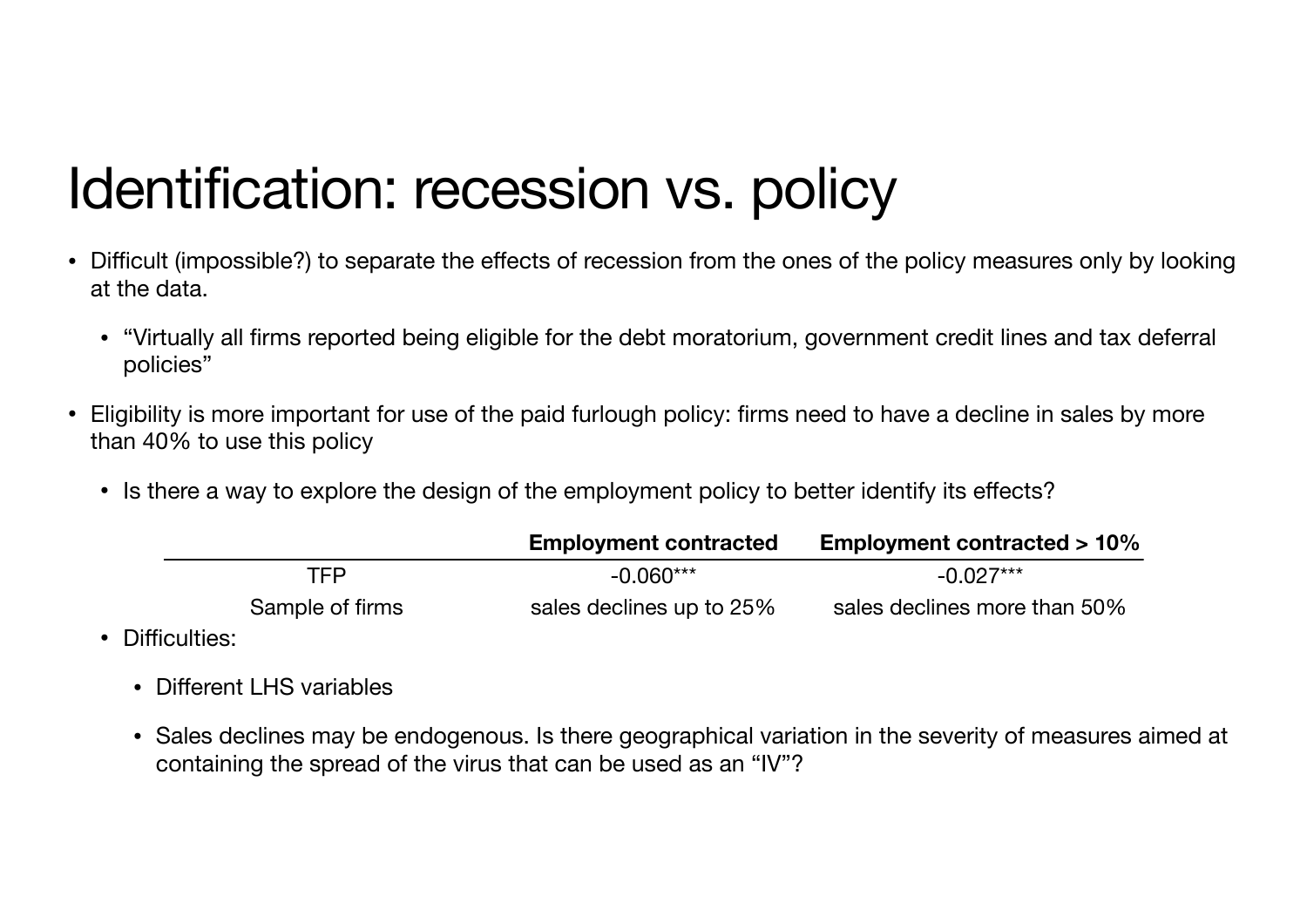# Identification: recession vs. policy

- Difficult (impossible?) to separate the effects of recession from the ones of the policy measures only by looking at the data.
  - "Virtually all firms reported being eligible for the debt moratorium, government credit lines and tax deferral policies"
- Eligibility is more important for use of the paid furlough policy: firms need to have a decline in sales by more than 40% to use this policy
  - Is there a way to explore the design of the employment policy to better identify its effects?

| | **Employment contracted** | **Employment contracted > 10%** |
|---|---|---|
| TFP | -0.060*** | -0.027*** |
| Sample of firms | sales declines up to 25% | sales declines more than 50% |

  - Difficulties:
    - Different LHS variables
    - Sales declines may be endogenous. Is there geographical variation in the severity of measures aimed at containing the spread of the virus that can be used as an "IV"?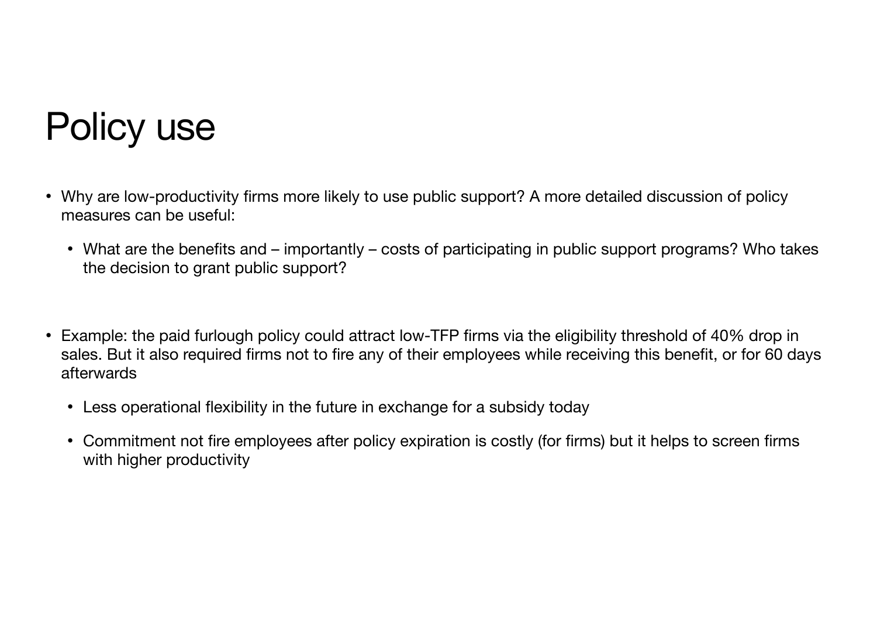# Policy use

- Why are low-productivity firms more likely to use public support? A more detailed discussion of policy measures can be useful:
  - What are the benefits and – importantly – costs of participating in public support programs? Who takes the decision to grant public support?

- Example: the paid furlough policy could attract low-TFP firms via the eligibility threshold of 40% drop in sales. But it also required firms not to fire any of their employees while receiving this benefit, or for 60 days afterwards
  - Less operational flexibility in the future in exchange for a subsidy today
  - Commitment not fire employees after policy expiration is costly (for firms) but it helps to screen firms with higher productivity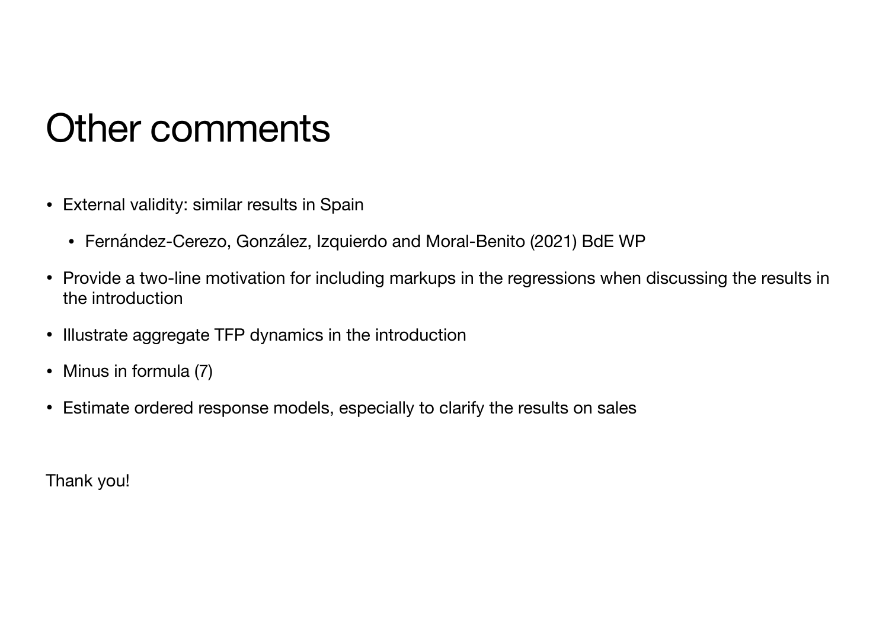# Other comments

- External validity: similar results in Spain
  - Fernández-Cerezo, González, Izquierdo and Moral-Benito (2021) BdE WP
- Provide a two-line motivation for including markups in the regressions when discussing the results in the introduction
- Illustrate aggregate TFP dynamics in the introduction
- Minus in formula (7)
- Estimate ordered response models, especially to clarify the results on sales

Thank you!